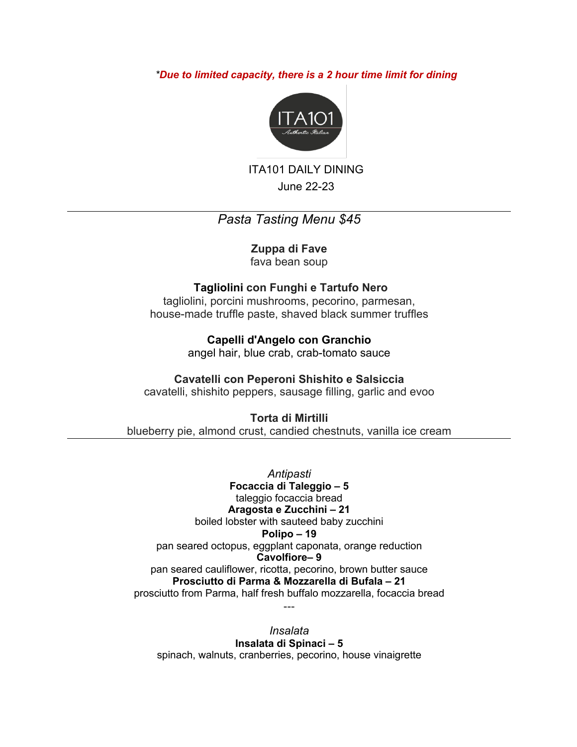*\*Due to limited capacity, there is a 2 hour time limit for dining*

ITA101 DAILY DINING

June 22-23

---

## *Pasta Tasting Menu $45*

**Zuppa di Fave**
fava bean soup

**Tagliolini con Funghi e Tartufo Nero**
tagliolini, porcini mushrooms, pecorino, parmesan, house-made truffle paste, shaved black summer truffles

**Capelli d'Angelo con Granchio**
angel hair, blue crab, crab-tomato sauce

**Cavatelli con Peperoni Shishito e Salsiccia**
cavatelli, shishito peppers, sausage filling, garlic and evoo

**Torta di Mirtilli**
blueberry pie, almond crust, candied chestnuts, vanilla ice cream

---

## *Antipasti*

**Focaccia di Taleggio – 5**
taleggio focaccia bread

**Aragosta e Zucchini – 21**
boiled lobster with sauteed baby zucchini

**Polipo – 19**
pan seared octopus, eggplant caponata, orange reduction

**Cavolfiore– 9**
pan seared cauliflower, ricotta, pecorino, brown butter sauce

**Prosciutto di Parma & Mozzarella di Bufala – 21**
prosciutto from Parma, half fresh buffalo mozzarella, focaccia bread

---

## *Insalata*

**Insalata di Spinaci – 5**
spinach, walnuts, cranberries, pecorino, house vinaigrette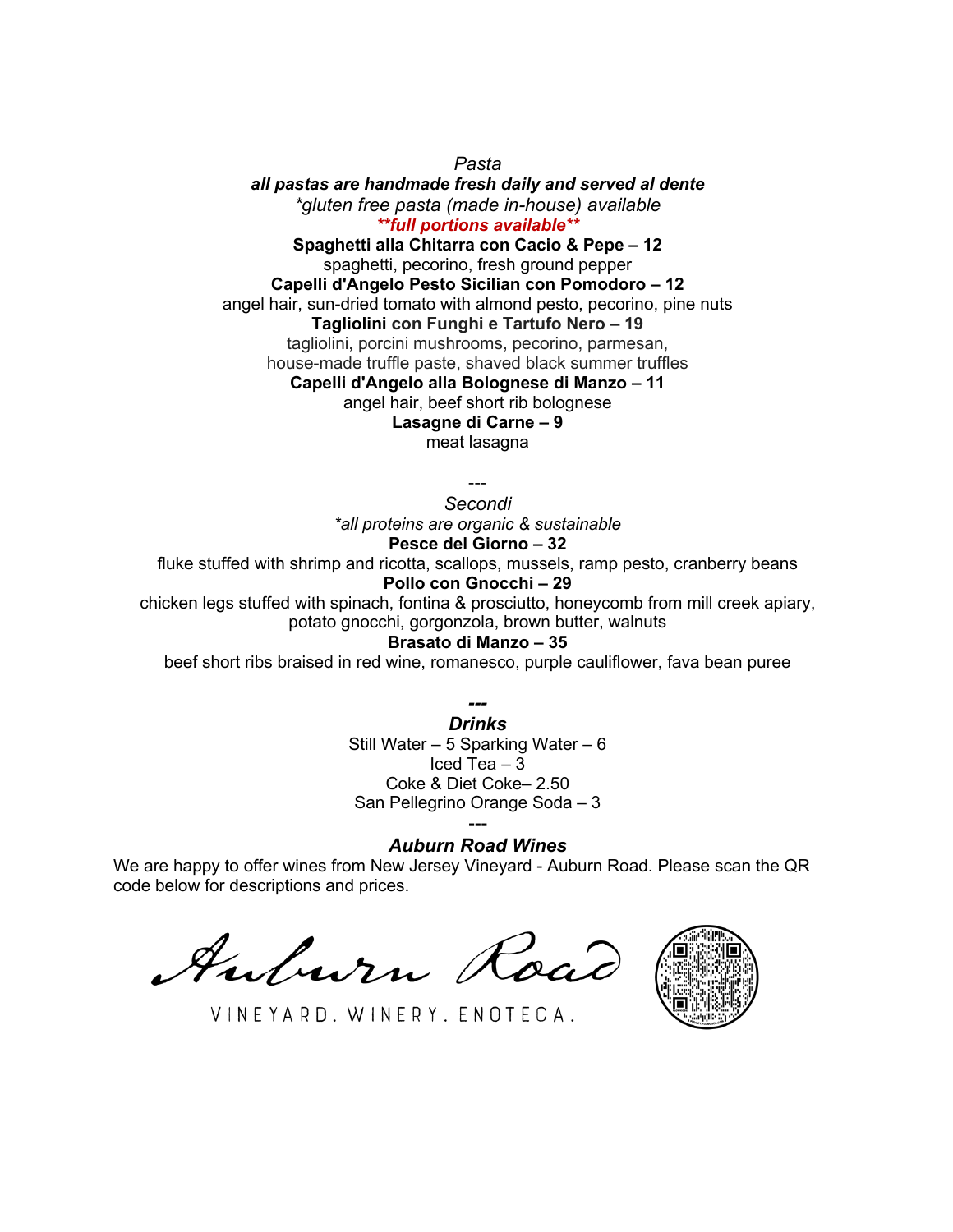## *Pasta*

***all pastas are handmade fresh daily and served al dente***

*\*gluten free pasta (made in-house) available*

***\*\*full portions available\*\****

**Spaghetti alla Chitarra con Cacio & Pepe – 12**
spaghetti, pecorino, fresh ground pepper

**Capelli d'Angelo Pesto Sicilian con Pomodoro – 12**
angel hair, sun-dried tomato with almond pesto, pecorino, pine nuts

**Tagliolini con Funghi e Tartufo Nero – 19**
tagliolini, porcini mushrooms, pecorino, parmesan, house-made truffle paste, shaved black summer truffles

**Capelli d'Angelo alla Bolognese di Manzo – 11**
angel hair, beef short rib bolognese

**Lasagne di Carne – 9**
meat lasagna

---

## *Secondi*

*\*all proteins are organic & sustainable*

**Pesce del Giorno – 32**
fluke stuffed with shrimp and ricotta, scallops, mussels, ramp pesto, cranberry beans

**Pollo con Gnocchi – 29**
chicken legs stuffed with spinach, fontina & prosciutto, honeycomb from mill creek apiary, potato gnocchi, gorgonzola, brown butter, walnuts

**Brasato di Manzo – 35**
beef short ribs braised in red wine, romanesco, purple cauliflower, fava bean puree

---

## ***Drinks***

Still Water – 5 Sparking Water – 6
Iced Tea – 3
Coke & Diet Coke– 2.50
San Pellegrino Orange Soda – 3

---

## ***Auburn Road Wines***

We are happy to offer wines from New Jersey Vineyard - Auburn Road. Please scan the QR code below for descriptions and prices.

Auburn Road

VINEYARD. WINERY. ENOTECA.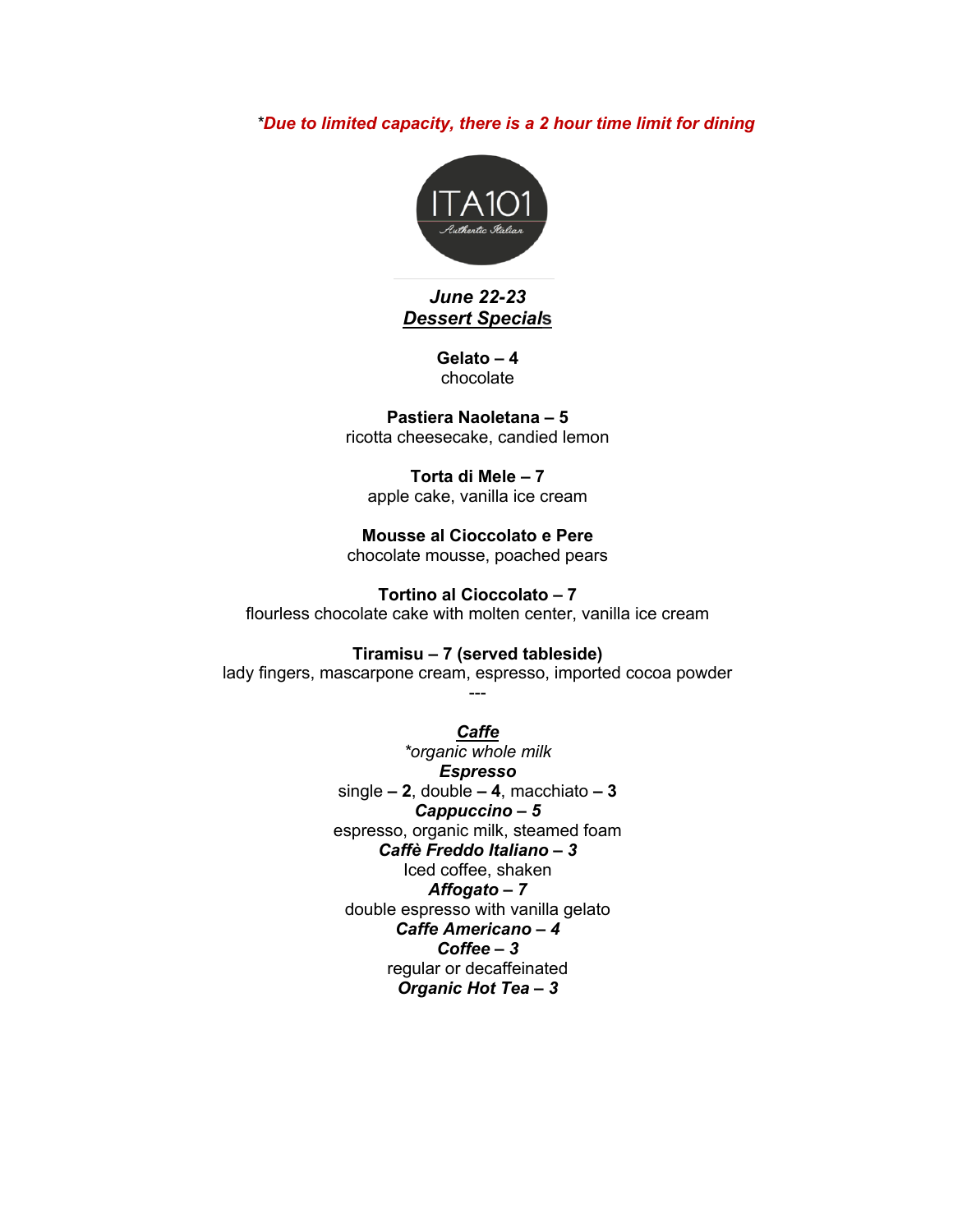*\*Due to limited capacity, there is a 2 hour time limit for dining*

ITA101

Authentic Italian

***June 22-23***
***<u>Dessert Specials</u>***

**Gelato – 4**
chocolate

**Pastiera Naoletana – 5**
ricotta cheesecake, candied lemon

**Torta di Mele – 7**
apple cake, vanilla ice cream

**Mousse al Cioccolato e Pere**
chocolate mousse, poached pears

**Tortino al Cioccolato – 7**
flourless chocolate cake with molten center, vanilla ice cream

**Tiramisu – 7 (served tableside)**
lady fingers, mascarpone cream, espresso, imported cocoa powder

---

***<u>Caffe</u>***
*\*organic whole milk*

***Espresso***
single **– 2**, double **– 4**, macchiato **– 3**

***Cappuccino – 5***
espresso, organic milk, steamed foam

***Caffè Freddo Italiano – 3***
Iced coffee, shaken

***Affogato – 7***
double espresso with vanilla gelato

***Caffe Americano – 4***

***Coffee – 3***
regular or decaffeinated

***Organic Hot Tea – 3***